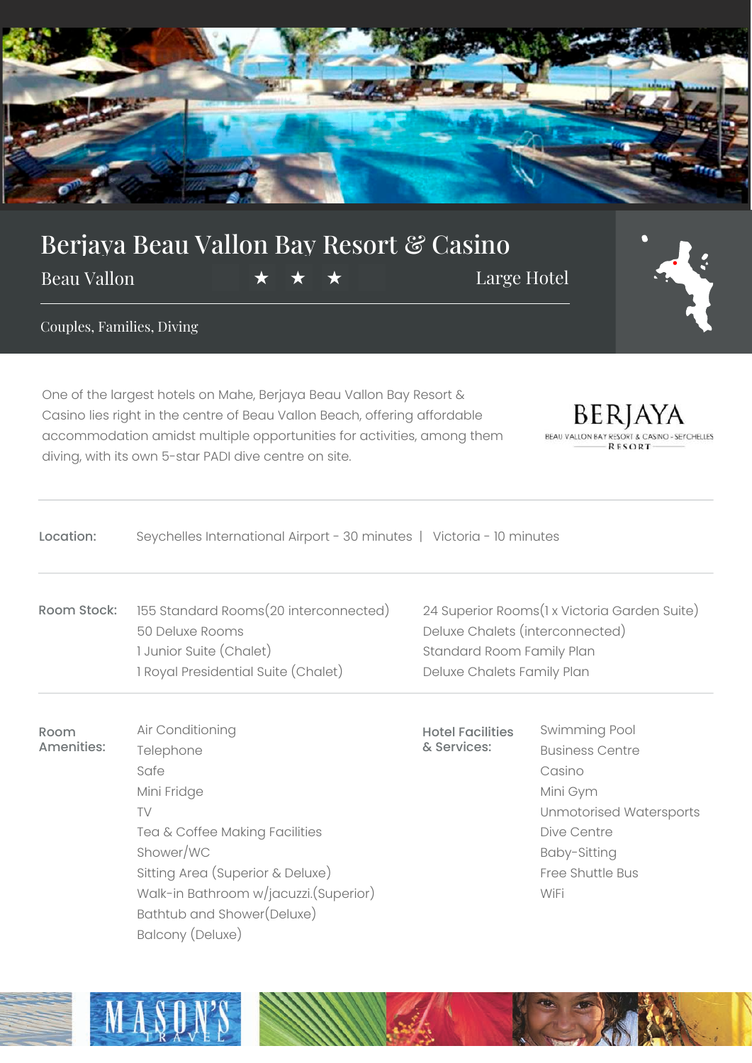# Berjaya Beau Vallon Bay Resort & Casino

Beau Vallon ★ ★ ★ Large Hotel

Couples, Families, Diving

One of the largest hotels on Mahe, Berjaya Beau Vallon Bay Resort & Casino lies right in the centre of Beau Vallon Beach, offering affordable accommodation amidst multiple opportunities for activities, among them diving, with its own 5-star PADI dive centre on site.

BERJAYA
BEAU VALLON BAY RESORT & CASINO - SEYCHELLES
RESORT

**Location:** Seychelles International Airport - 30 minutes | Victoria - 10 minutes

**Room Stock:**

- 155 Standard Rooms(20 interconnected)
- 50 Deluxe Rooms
- 1 Junior Suite (Chalet)
- 1 Royal Presidential Suite (Chalet)
- 24 Superior Rooms(1 x Victoria Garden Suite)
- Deluxe Chalets (interconnected)
- Standard Room Family Plan
- Deluxe Chalets Family Plan

**Room Amenities:**

- Air Conditioning
- Telephone
- Safe
- Mini Fridge
- TV
- Tea & Coffee Making Facilities
- Shower/WC
- Sitting Area (Superior & Deluxe)
- Walk-in Bathroom w/jacuzzi.(Superior)
- Bathtub and Shower(Deluxe)
- Balcony (Deluxe)

**Hotel Facilities & Services:**

- Swimming Pool
- Business Centre
- Casino
- Mini Gym
- Unmotorised Watersports
- Dive Centre
- Baby-Sitting
- Free Shuttle Bus
- WiFi

MASON'S TRAVEL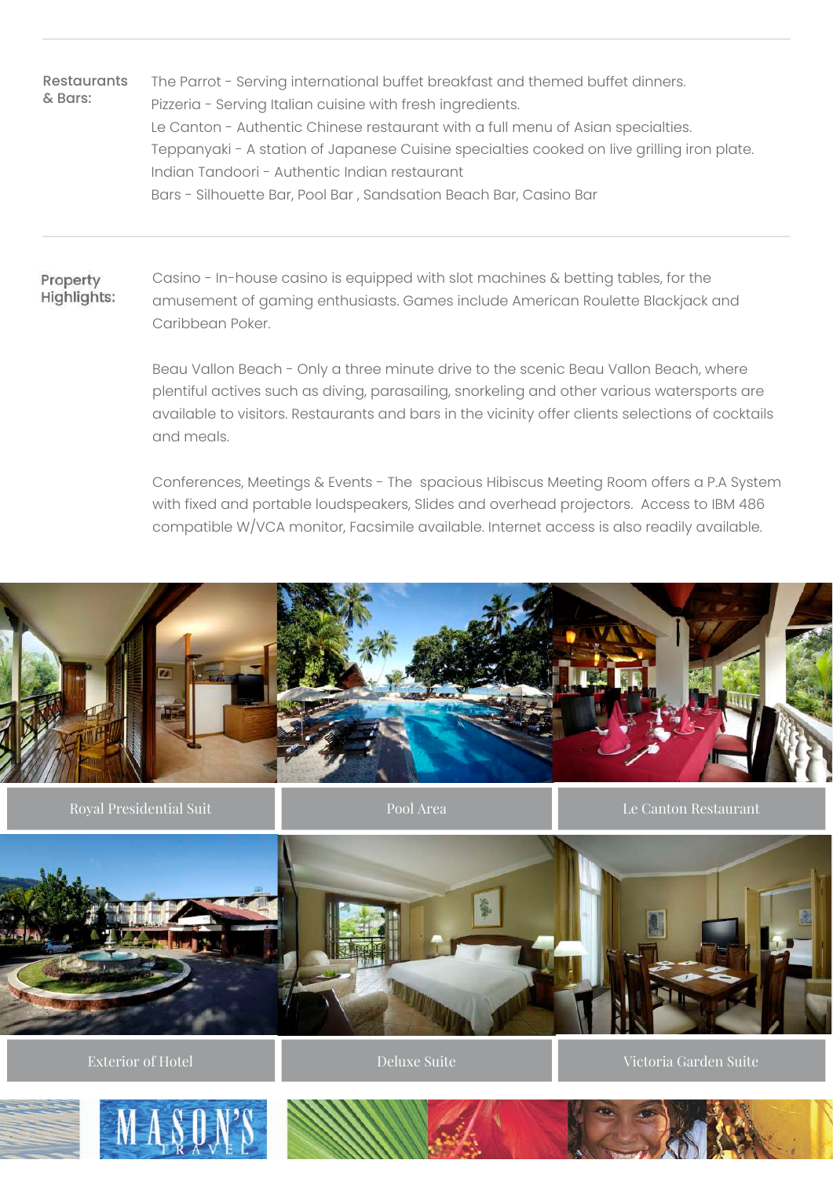**Restaurants & Bars:**

The Parrot - Serving international buffet breakfast and themed buffet dinners.
Pizzeria - Serving Italian cuisine with fresh ingredients.
Le Canton - Authentic Chinese restaurant with a full menu of Asian specialties.
Teppanyaki - A station of Japanese Cuisine specialties cooked on live grilling iron plate.
Indian Tandoori - Authentic Indian restaurant
Bars - Silhouette Bar, Pool Bar , Sandsation Beach Bar, Casino Bar

---

**Property Highlights:**

Casino - In-house casino is equipped with slot machines & betting tables, for the amusement of gaming enthusiasts. Games include American Roulette Blackjack and Caribbean Poker.

Beau Vallon Beach - Only a three minute drive to the scenic Beau Vallon Beach, where plentiful actives such as diving, parasailing, snorkeling and other various watersports are available to visitors. Restaurants and bars in the vicinity offer clients selections of cocktails and meals.

Conferences, Meetings & Events - The spacious Hibiscus Meeting Room offers a P.A System with fixed and portable loudspeakers, Slides and overhead projectors. Access to IBM 486 compatible W/VCA monitor, Facsimile available. Internet access is also readily available.

Royal Presidential Suit

Pool Area

Le Canton Restaurant

Exterior of Hotel

Deluxe Suite

Victoria Garden Suite

MASON'S TRAVEL